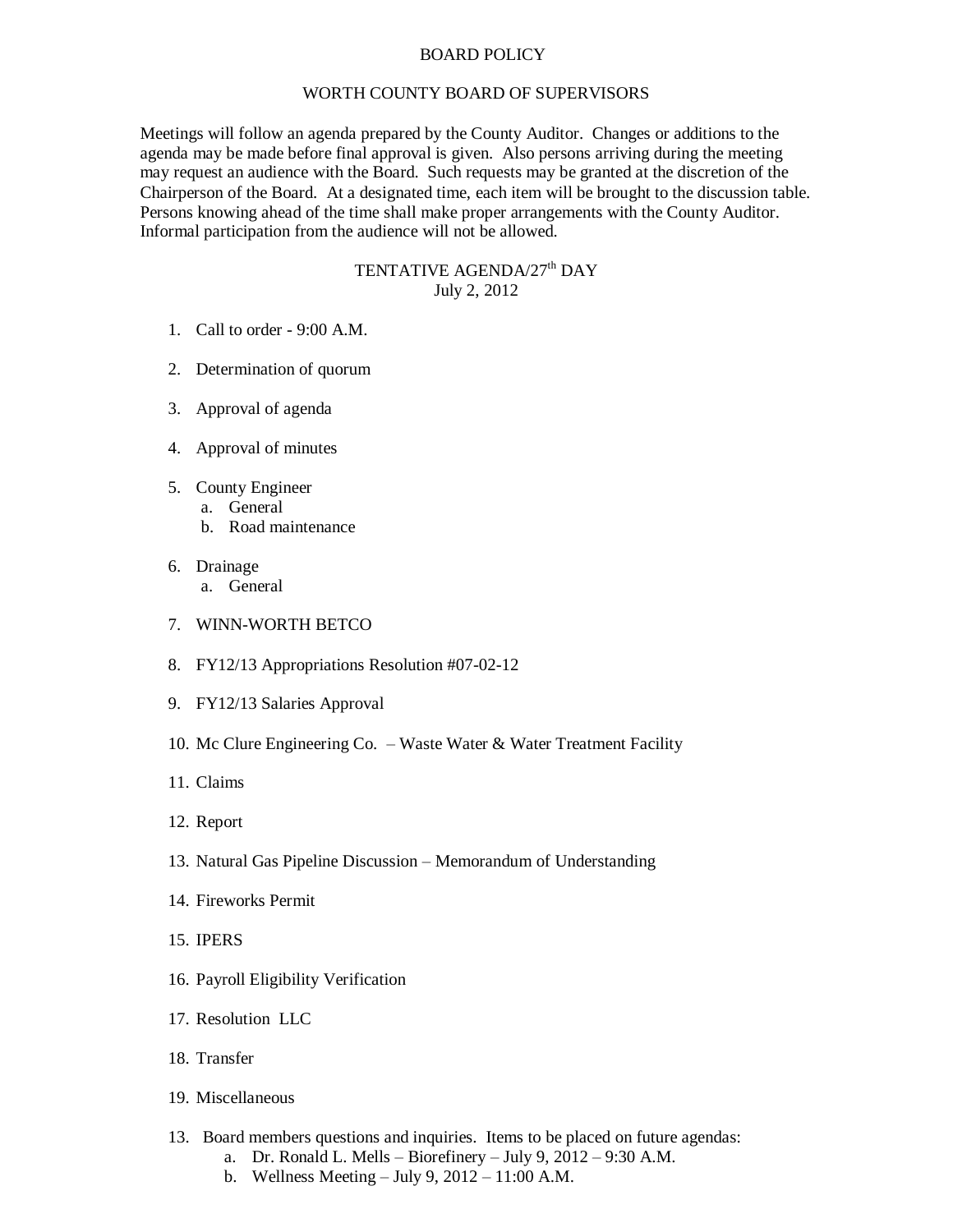# BOARD POLICY

## WORTH COUNTY BOARD OF SUPERVISORS

Meetings will follow an agenda prepared by the County Auditor. Changes or additions to the agenda may be made before final approval is given. Also persons arriving during the meeting may request an audience with the Board. Such requests may be granted at the discretion of the Chairperson of the Board. At a designated time, each item will be brought to the discussion table. Persons knowing ahead of the time shall make proper arrangements with the County Auditor. Informal participation from the audience will not be allowed.

## TENTATIVE AGENDA/27th DAY

July 2, 2012

1. Call to order - 9:00 A.M.
2. Determination of quorum
3. Approval of agenda
4. Approval of minutes
5. County Engineer
   a. General
   b. Road maintenance
6. Drainage
   a. General
7. WINN-WORTH BETCO
8. FY12/13 Appropriations Resolution #07-02-12
9. FY12/13 Salaries Approval
10. Mc Clure Engineering Co. – Waste Water & Water Treatment Facility
11. Claims
12. Report
13. Natural Gas Pipeline Discussion – Memorandum of Understanding
14. Fireworks Permit
15. IPERS
16. Payroll Eligibility Verification
17. Resolution LLC
18. Transfer
19. Miscellaneous

13. Board members questions and inquiries. Items to be placed on future agendas:
    a. Dr. Ronald L. Mells – Biorefinery – July 9, 2012 – 9:30 A.M.
    b. Wellness Meeting – July 9, 2012 – 11:00 A.M.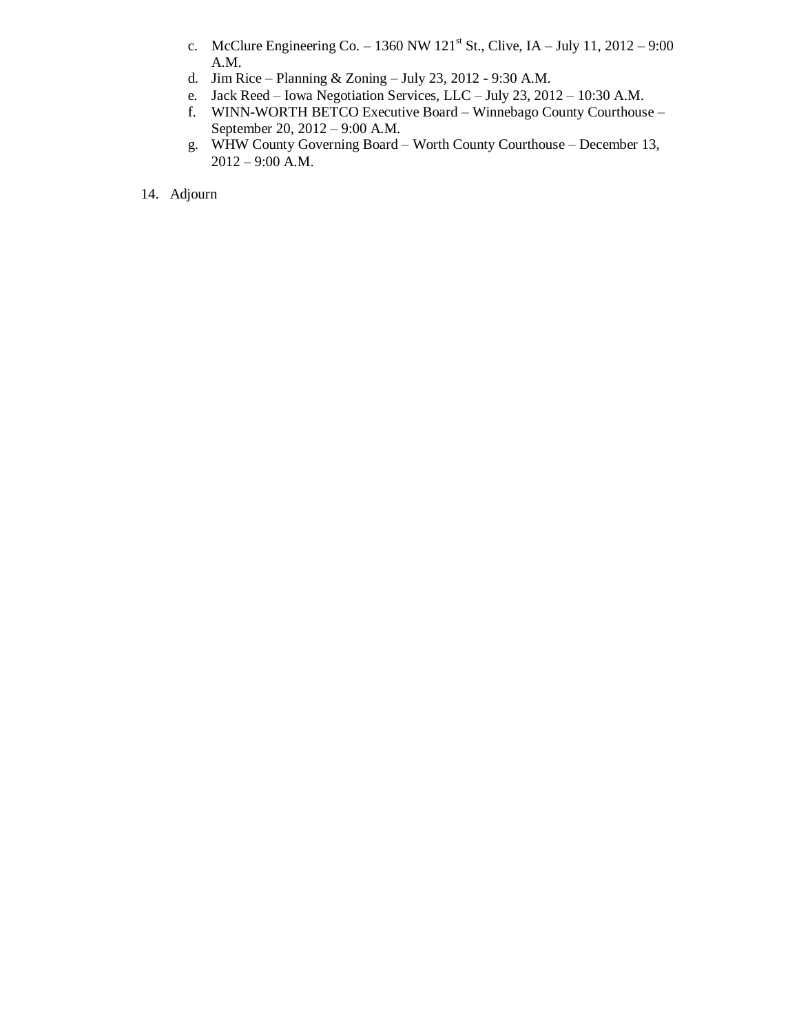c. McClure Engineering Co. – 1360 NW 121st St., Clive, IA – July 11, 2012 – 9:00 A.M.
d. Jim Rice – Planning & Zoning – July 23, 2012 - 9:30 A.M.
e. Jack Reed – Iowa Negotiation Services, LLC – July 23, 2012 – 10:30 A.M.
f. WINN-WORTH BETCO Executive Board – Winnebago County Courthouse – September 20, 2012 – 9:00 A.M.
g. WHW County Governing Board – Worth County Courthouse – December 13, 2012 – 9:00 A.M.

14. Adjourn